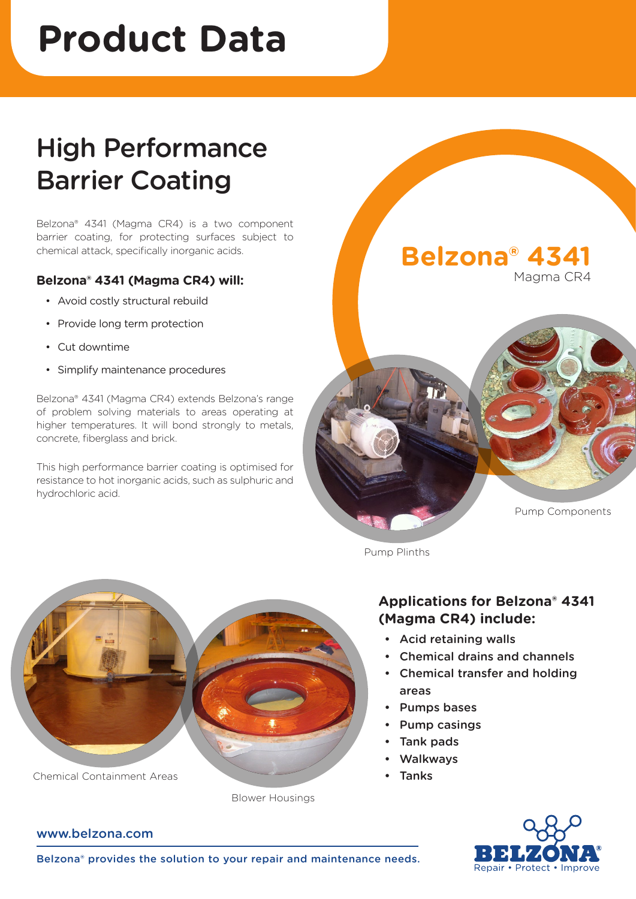# Product Data

## High Performance Barrier Coating

Belzona® 4341 (Magma CR4) is a two component barrier coating, for protecting surfaces subject to chemical attack, specifically inorganic acids.

### Belzona® 4341 (Magma CR4) will:

- Avoid costly structural rebuild
- Provide long term protection
- Cut downtime
- Simplify maintenance procedures

Belzona® 4341 (Magma CR4) extends Belzona's range of problem solving materials to areas operating at higher temperatures. It will bond strongly to metals, concrete, fiberglass and brick.

This high performance barrier coating is optimised for resistance to hot inorganic acids, such as sulphuric and hydrochloric acid.

**Belzona® 4341**
Magma CR4

Pump Components

Pump Plinths

Chemical Containment Areas

Blower Housings

### Applications for Belzona® 4341 (Magma CR4) include:

- Acid retaining walls
- Chemical drains and channels
- Chemical transfer and holding areas
- Pumps bases
- Pump casings
- Tank pads
- Walkways
- Tanks

www.belzona.com

Belzona® provides the solution to your repair and maintenance needs.

BELZONA® Repair • Protect • Improve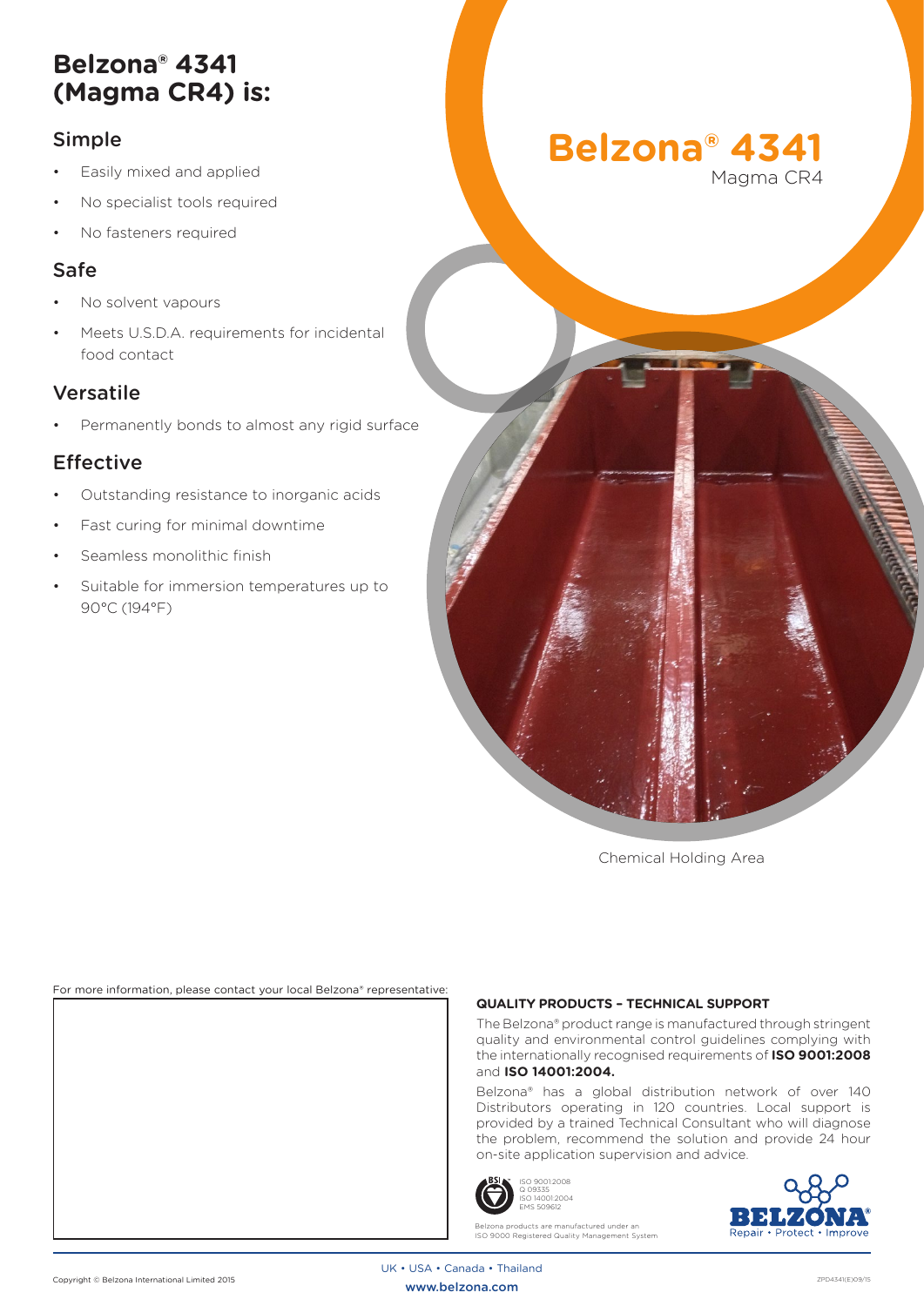# Belzona® 4341 (Magma CR4) is:

## Simple

- Easily mixed and applied
- No specialist tools required
- No fasteners required

## Safe

- No solvent vapours
- Meets U.S.D.A. requirements for incidental food contact

## Versatile

- Permanently bonds to almost any rigid surface

## Effective

- Outstanding resistance to inorganic acids
- Fast curing for minimal downtime
- Seamless monolithic finish
- Suitable for immersion temperatures up to 90°C (194°F)

Belzona® 4341

Magma CR4

Chemical Holding Area

For more information, please contact your local Belzona® representative:

**QUALITY PRODUCTS – TECHNICAL SUPPORT**

The Belzona® product range is manufactured through stringent quality and environmental control guidelines complying with the internationally recognised requirements of **ISO 9001:2008** and **ISO 14001:2004.**

Belzona® has a global distribution network of over 140 Distributors operating in 120 countries. Local support is provided by a trained Technical Consultant who will diagnose the problem, recommend the solution and provide 24 hour on-site application supervision and advice.

ISO 9001:2008
Q 09335
ISO 14001:2004
EMS 509612

Belzona products are manufactured under an ISO 9000 Registered Quality Management System

BELZONA®
Repair • Protect • Improve

Copyright © Belzona International Limited 2015

UK • USA • Canada • Thailand

www.belzona.com

ZPD4341(E)09/15